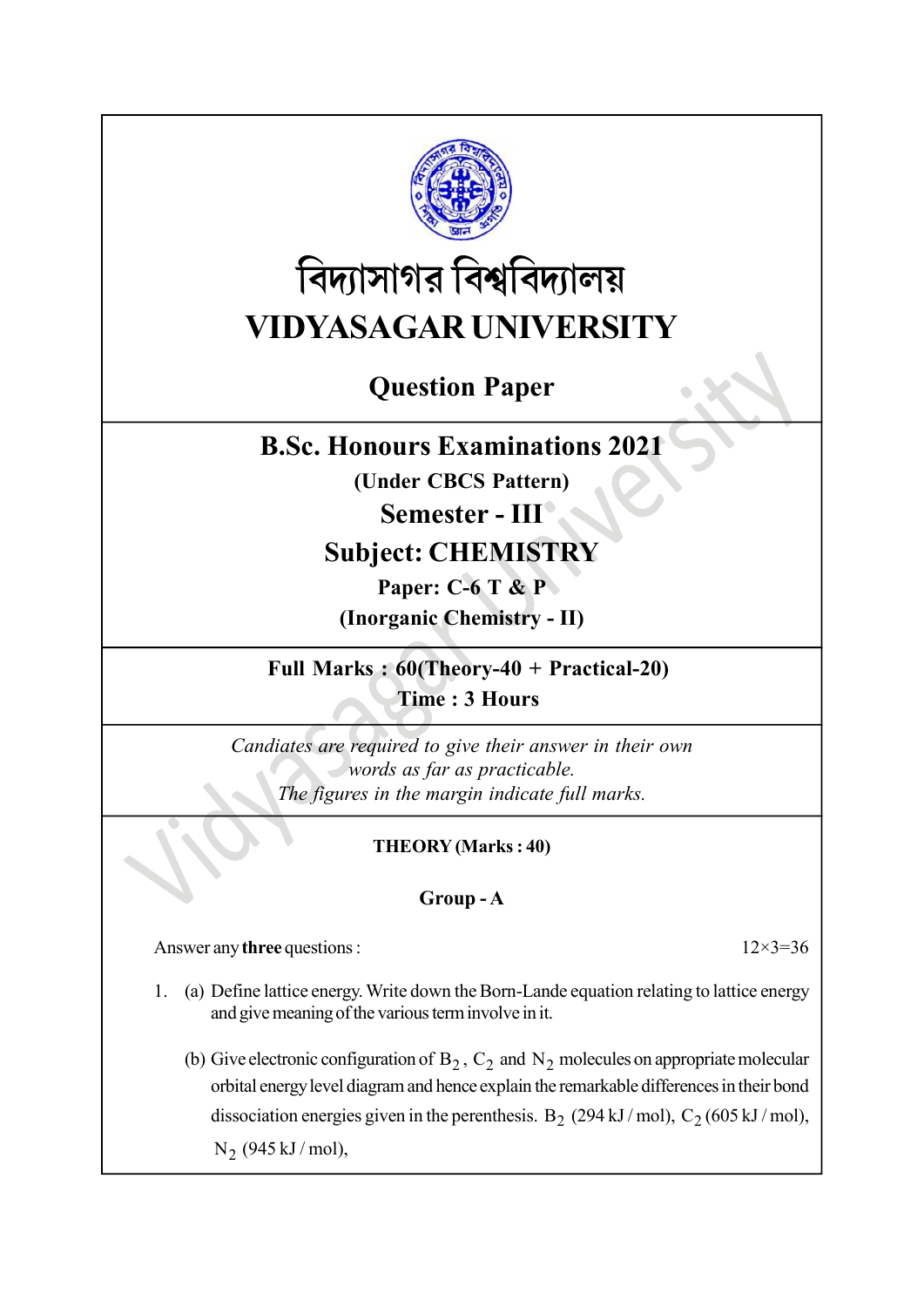# বিদ্যাসাগর বিশ্ববিদ্যালয়

# VIDYASAGAR UNIVERSITY

## Question Paper

## B.Sc. Honours Examinations 2021

**(Under CBCS Pattern)**

**Semester - III**

**Subject: CHEMISTRY**

**Paper: C-6 T & P**

**(Inorganic Chemistry - II)**

**Full Marks : 60(Theory-40 + Practical-20)**

**Time : 3 Hours**

*Candiates are required to give their answer in their own words as far as practicable.*

*The figures in the margin indicate full marks.*

**THEORY (Marks : 40)**

**Group - A**

Answer any **three** questions : 12×3=36

1. (a) Define lattice energy. Write down the Born-Lande equation relating to lattice energy and give meaning of the various term involve in it.

   (b) Give electronic configuration of $B_2$, $C_2$ and $N_2$ molecules on appropriate molecular orbital energy level diagram and hence explain the remarkable differences in their bond dissociation energies given in the perenthesis. $B_2$ (294 kJ / mol), $C_2$ (605 kJ / mol), $N_2$ (945 kJ / mol),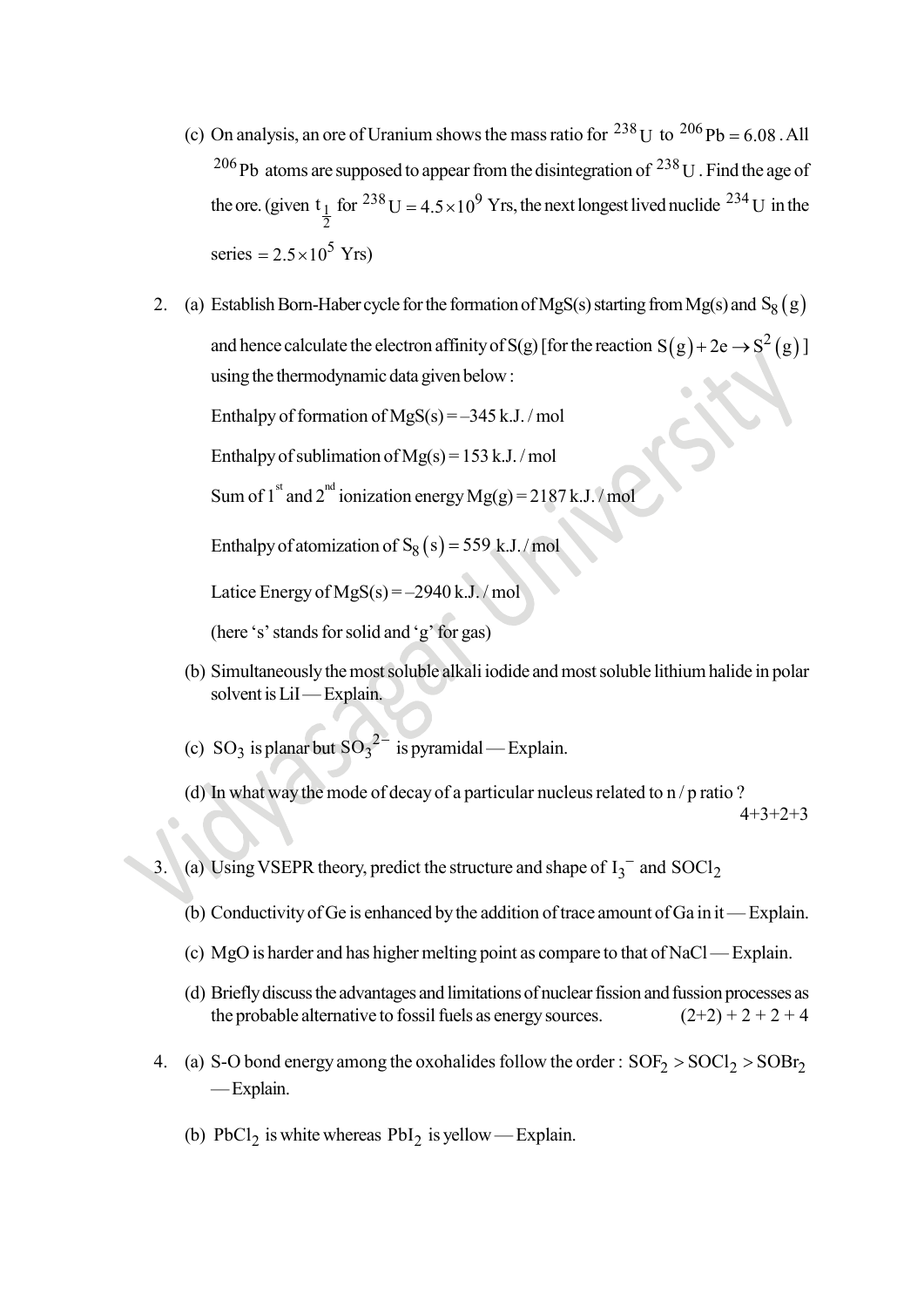(c) On analysis, an ore of Uranium shows the mass ratio for $^{238}U$ to $^{206}Pb = 6.08$. All $^{206}Pb$ atoms are supposed to appear from the disintegration of $^{238}U$. Find the age of the ore. (given $t_{\frac{1}{2}}$ for $^{238}U = 4.5 \times 10^9$ Yrs, the next longest lived nuclide $^{234}U$ in the series $= 2.5 \times 10^5$ Yrs)

2. (a) Establish Born-Haber cycle for the formation of MgS(s) starting from Mg(s) and $S_8(g)$ and hence calculate the electron affinity of S(g) [for the reaction $S(g) + 2e \rightarrow S^2(g)$] using the thermodynamic data given below :

   Enthalpy of formation of MgS(s) = –345 k.J. / mol

   Enthalpy of sublimation of Mg(s) = 153 k.J. / mol

   Sum of 1st and 2nd ionization energy Mg(g) = 2187 k.J. / mol

   Enthalpy of atomization of $S_8(s) = 559$ k.J. / mol

   Latice Energy of MgS(s) = –2940 k.J. / mol

   (here 's' stands for solid and 'g' for gas)

   (b) Simultaneously the most soluble alkali iodide and most soluble lithium halide in polar solvent is LiI — Explain.

   (c) $SO_3$ is planar but $SO_3^{2-}$ is pyramidal — Explain.

   (d) In what way the mode of decay of a particular nucleus related to n / p ratio ?

   4+3+2+3

3. (a) Using VSEPR theory, predict the structure and shape of $I_3^-$ and $SOCl_2$

   (b) Conductivity of Ge is enhanced by the addition of trace amount of Ga in it — Explain.

   (c) MgO is harder and has higher melting point as compare to that of NaCl — Explain.

   (d) Briefly discuss the advantages and limitations of nuclear fission and fussion processes as the probable alternative to fossil fuels as energy sources.

   (2+2) + 2 + 2 + 4

4. (a) S-O bond energy among the oxohalides follow the order : $SOF_2 > SOCl_2 > SOBr_2$ — Explain.

   (b) $PbCl_2$ is white whereas $PbI_2$ is yellow — Explain.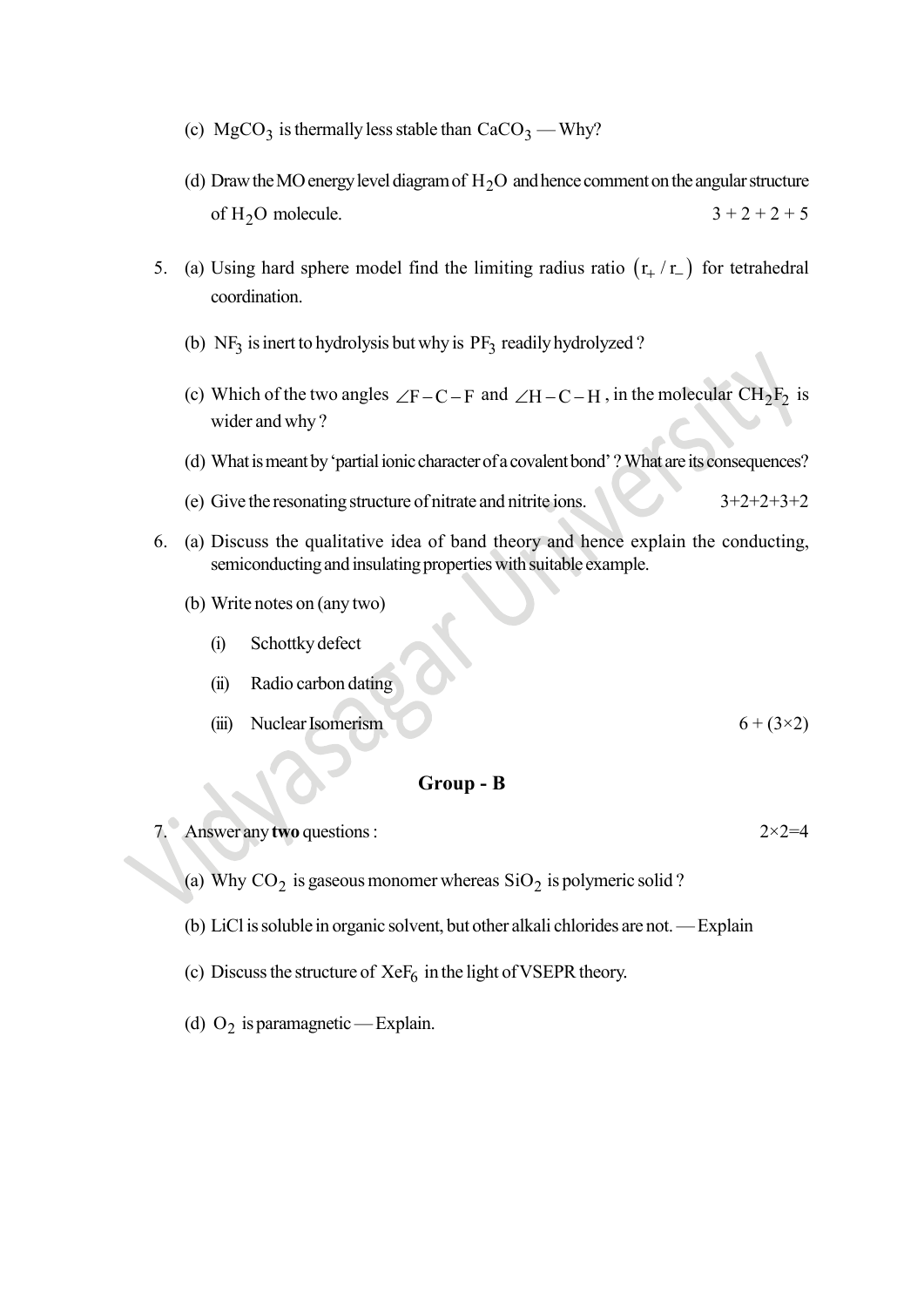(c) $MgCO_3$ is thermally less stable than $CaCO_3$ — Why?

(d) Draw the MO energy level diagram of $H_2O$ and hence comment on the angular structure of $H_2O$ molecule. 3 + 2 + 2 + 5

5. (a) Using hard sphere model find the limiting radius ratio $(r_+ / r_-)$ for tetrahedral coordination.

   (b) $NF_3$ is inert to hydrolysis but why is $PF_3$ readily hydrolyzed ?

   (c) Which of the two angles $\angle F-C-F$ and $\angle H-C-H$, in the molecular $CH_2F_2$ is wider and why ?

   (d) What is meant by 'partial ionic character of a covalent bond' ? What are its consequences?

   (e) Give the resonating structure of nitrate and nitrite ions. 3+2+2+3+2

6. (a) Discuss the qualitative idea of band theory and hence explain the conducting, semiconducting and insulating properties with suitable example.

   (b) Write notes on (any two)

      (i) Schottky defect

      (ii) Radio carbon dating

      (iii) Nuclear Isomerism 6 + (3×2)

## Group - B

7. Answer any **two** questions : 2×2=4

   (a) Why $CO_2$ is gaseous monomer whereas $SiO_2$ is polymeric solid ?

   (b) LiCl is soluble in organic solvent, but other alkali chlorides are not. — Explain

   (c) Discuss the structure of $XeF_6$ in the light of VSEPR theory.

   (d) $O_2$ is paramagnetic — Explain.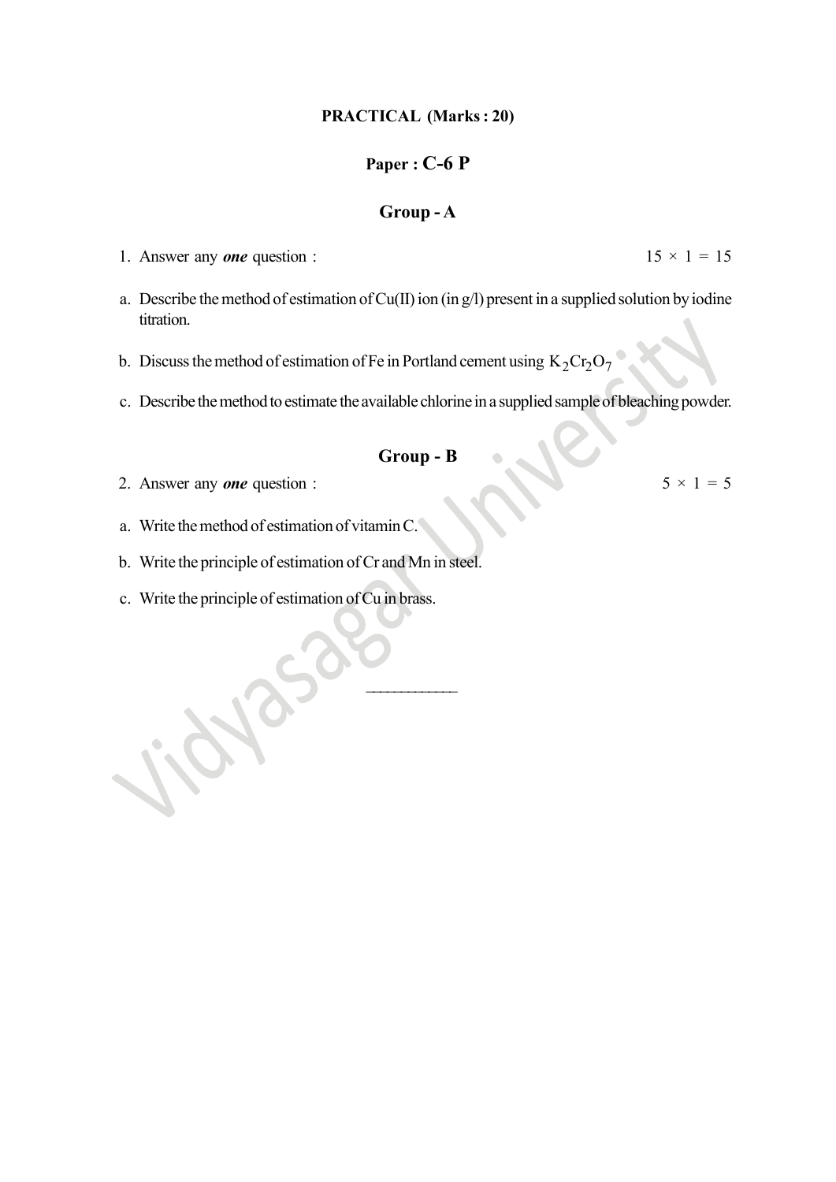**PRACTICAL (Marks : 20)**

**Paper : C-6 P**

## Group - A

1. Answer any ***one*** question : 15 × 1 = 15

a. Describe the method of estimation of Cu(II) ion (in g/l) present in a supplied solution by iodine titration.

b. Discuss the method of estimation of Fe in Portland cement using $K_2Cr_2O_7$

c. Describe the method to estimate the available chlorine in a supplied sample of bleaching powder.

## Group - B

2. Answer any ***one*** question : 5 × 1 = 5

a. Write the method of estimation of vitamin C.

b. Write the principle of estimation of Cr and Mn in steel.

c. Write the principle of estimation of Cu in brass.

———————